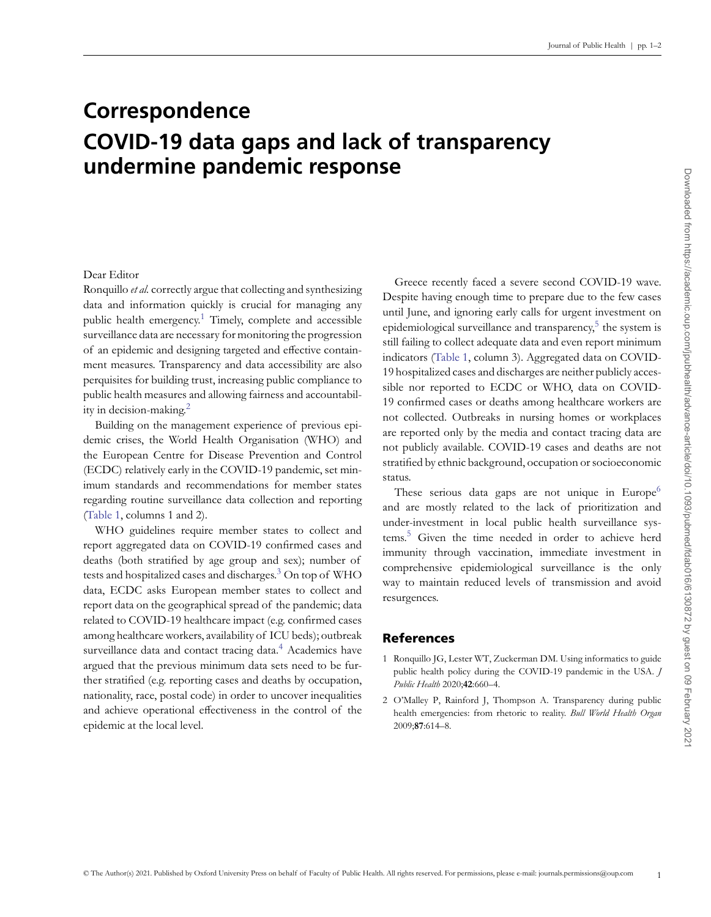# Correspondence

# COVID-19 data gaps and lack of transparency undermine pandemic response

Dear Editor

Ronquillo *et al.* correctly argue that collecting and synthesizing data and information quickly is crucial for managing any public health emergency.[1] Timely, complete and accessible surveillance data are necessary for monitoring the progression of an epidemic and designing targeted and effective containment measures. Transparency and data accessibility are also perquisites for building trust, increasing public compliance to public health measures and allowing fairness and accountability in decision-making.[2]

Building on the management experience of previous epidemic crises, the World Health Organisation (WHO) and the European Centre for Disease Prevention and Control (ECDC) relatively early in the COVID-19 pandemic, set minimum standards and recommendations for member states regarding routine surveillance data collection and reporting (Table 1, columns 1 and 2).

WHO guidelines require member states to collect and report aggregated data on COVID-19 confirmed cases and deaths (both stratified by age group and sex); number of tests and hospitalized cases and discharges.[3] On top of WHO data, ECDC asks European member states to collect and report data on the geographical spread of the pandemic; data related to COVID-19 healthcare impact (e.g. confirmed cases among healthcare workers, availability of ICU beds); outbreak surveillance data and contact tracing data.[4] Academics have argued that the previous minimum data sets need to be further stratified (e.g. reporting cases and deaths by occupation, nationality, race, postal code) in order to uncover inequalities and achieve operational effectiveness in the control of the epidemic at the local level.

Greece recently faced a severe second COVID-19 wave. Despite having enough time to prepare due to the few cases until June, and ignoring early calls for urgent investment on epidemiological surveillance and transparency,[5] the system is still failing to collect adequate data and even report minimum indicators (Table 1, column 3). Aggregated data on COVID-19 hospitalized cases and discharges are neither publicly accessible nor reported to ECDC or WHO, data on COVID-19 confirmed cases or deaths among healthcare workers are not collected. Outbreaks in nursing homes or workplaces are reported only by the media and contact tracing data are not publicly available. COVID-19 cases and deaths are not stratified by ethnic background, occupation or socioeconomic status.

These serious data gaps are not unique in Europe[6] and are mostly related to the lack of prioritization and under-investment in local public health surveillance systems.[5] Given the time needed in order to achieve herd immunity through vaccination, immediate investment in comprehensive epidemiological surveillance is the only way to maintain reduced levels of transmission and avoid resurgences.

## References

1. Ronquillo JG, Lester WT, Zuckerman DM. Using informatics to guide public health policy during the COVID-19 pandemic in the USA. *J Public Health* 2020;**42**:660–4.
2. O'Malley P, Rainford J, Thompson A. Transparency during public health emergencies: from rhetoric to reality. *Bull World Health Organ* 2009;**87**:614–8.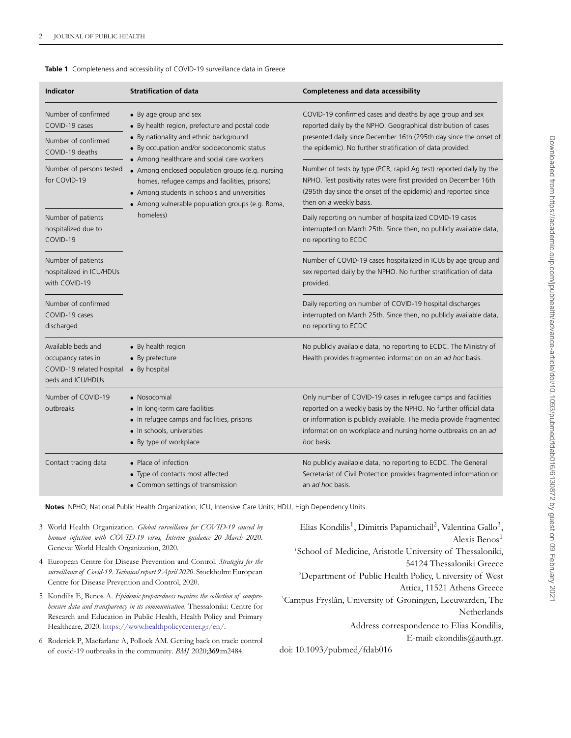**Table 1** Completeness and accessibility of COVID-19 surveillance data in Greece

| Indicator | Stratification of data | Completeness and data accessibility |
|---|---|---|
| Number of confirmed COVID-19 cases<br>Number of confirmed COVID-19 deaths | • By age group and sex<br>• By health region, prefecture and postal code<br>• By nationality and ethnic background<br>• By occupation and/or socioeconomic status<br>• Among healthcare and social care workers<br>• Among enclosed population groups (e.g. nursing homes, refugee camps and facilities, prisons)<br>• Among students in schools and universities<br>• Among vulnerable population groups (e.g. Roma, homeless) | COVID-19 confirmed cases and deaths by age group and sex reported daily by the NPHO. Geographical distribution of cases presented daily since December 16th (295th day since the onset of the epidemic). No further stratification of data provided. |
| Number of persons tested for COVID-19 | | Number of tests by type (PCR, rapid Ag test) reported daily by the NPHO. Test positivity rates were first provided on December 16th (295th day since the onset of the epidemic) and reported since then on a weekly basis. |
| Number of patients hospitalized due to COVID-19 | | Daily reporting on number of hospitalized COVID-19 cases interrupted on March 25th. Since then, no publicly available data, no reporting to ECDC |
| Number of patients hospitalized in ICU/HDUs with COVID-19 | | Number of COVID-19 cases hospitalized in ICUs by age group and sex reported daily by the NPHO. No further stratification of data provided. |
| Number of confirmed COVID-19 cases discharged | | Daily reporting on number of COVID-19 hospital discharges interrupted on March 25th. Since then, no publicly available data, no reporting to ECDC |
| Available beds and occupancy rates in COVID-19 related hospital beds and ICU/HDUs | • By health region<br>• By prefecture<br>• By hospital | No publicly available data, no reporting to ECDC. The Ministry of Health provides fragmented information on an *ad hoc* basis. |
| Number of COVID-19 outbreaks | • Nosocomial<br>• In long-term care facilities<br>• In refugee camps and facilities, prisons<br>• In schools, universities<br>• By type of workplace | Only number of COVID-19 cases in refugee camps and facilities reported on a weekly basis by the NPHO. No further official data or information is publicly available. The media provide fragmented information on workplace and nursing home outbreaks on an *ad hoc* basis. |
| Contact tracing data | • Place of infection<br>• Type of contacts most affected<br>• Common settings of transmission | No publicly available data, no reporting to ECDC. The General Secretariat of Civil Protection provides fragmented information on an *ad hoc* basis. |

**Notes**: NPHO, National Public Health Organization; ICU, Intensive Care Units; HDU, High Dependency Units.

3 World Health Organization. *Global surveillance for COVID-19 caused by human infection with COVID-19 virus, Interim guidance 20 March 2020*. Geneva: World Health Organization, 2020.

4 European Centre for Disease Prevention and Control. *Strategies for the surveillance of Covid-19. Technical report 9 April 2020*. Stockholm: European Centre for Disease Prevention and Control, 2020.

5 Kondilis E, Benos A. *Epidemic preparedness requires the collection of comprehensive data and transparency in its communication*. Thessaloniki: Centre for Research and Education in Public Health, Health Policy and Primary Healthcare, 2020. https://www.healthpolicycenter.gr/en/.

6 Roderick P, Macfarlane A, Pollock AM. Getting back on track: control of covid-19 outbreaks in the community. *BMJ* 2020;**369**:m2484.

Elias Kondilis[1], Dimitris Papamichail[2], Valentina Gallo[3], Alexis Benos[1]

[1]School of Medicine, Aristotle University of Thessaloniki, 54124 Thessaloniki Greece

[2]Department of Public Health Policy, University of West Attica, 11521 Athens Greece

[3]Campus Fryslân, University of Groningen, Leeuwarden, The Netherlands

Address correspondence to Elias Kondilis,
E-mail: ekondilis@auth.gr.

doi: 10.1093/pubmed/fdab016